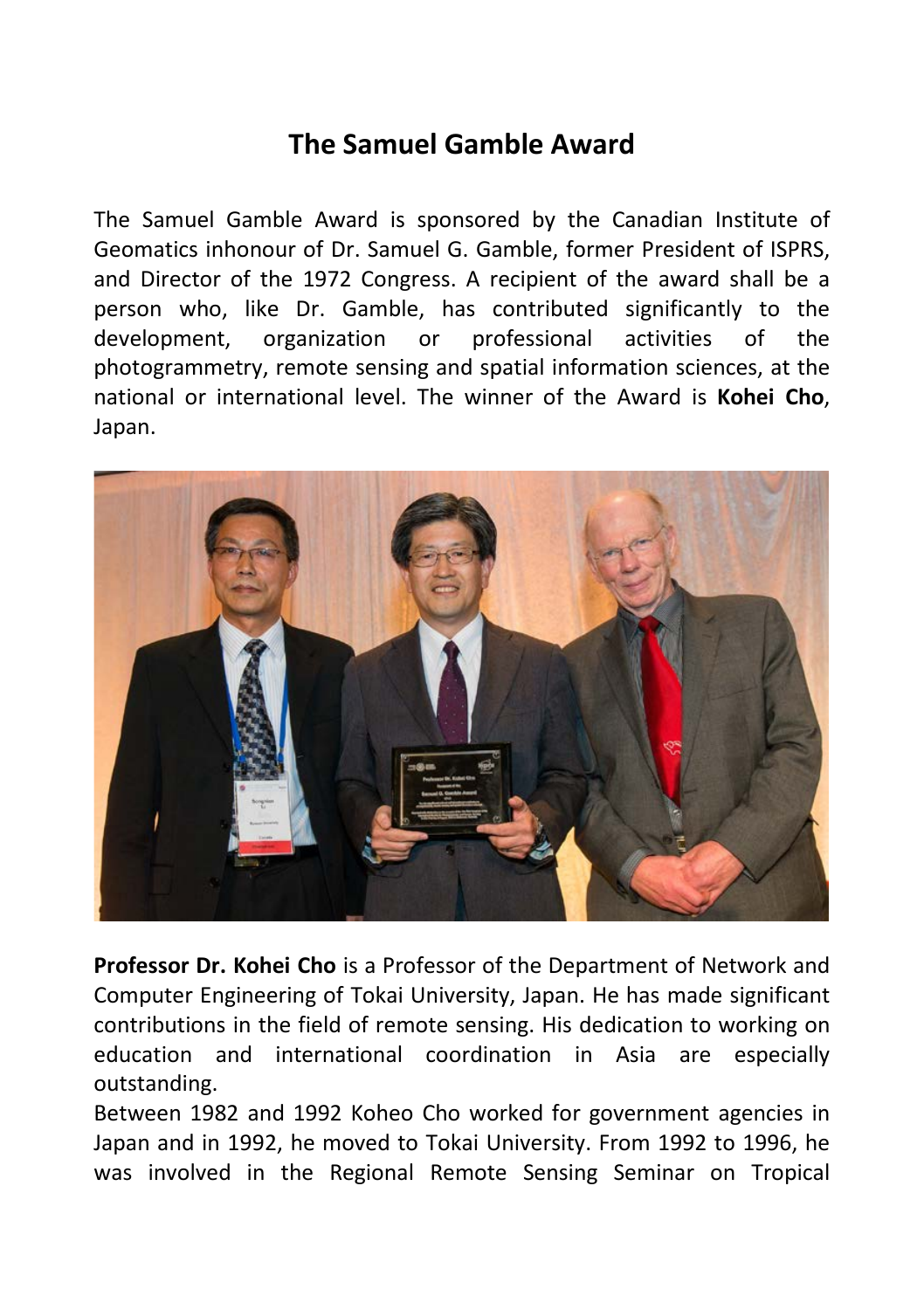# The Samuel Gamble Award

The Samuel Gamble Award is sponsored by the Canadian Institute of Geomatics inhonour of Dr. Samuel G. Gamble, former President of ISPRS, and Director of the 1972 Congress. A recipient of the award shall be a person who, like Dr. Gamble, has contributed significantly to the development, organization or professional activities of the photogrammetry, remote sensing and spatial information sciences, at the national or international level. The winner of the Award is **Kohei Cho**, Japan.

**Professor Dr. Kohei Cho** is a Professor of the Department of Network and Computer Engineering of Tokai University, Japan. He has made significant contributions in the field of remote sensing. His dedication to working on education and international coordination in Asia are especially outstanding.

Between 1982 and 1992 Koheo Cho worked for government agencies in Japan and in 1992, he moved to Tokai University. From 1992 to 1996, he was involved in the Regional Remote Sensing Seminar on Tropical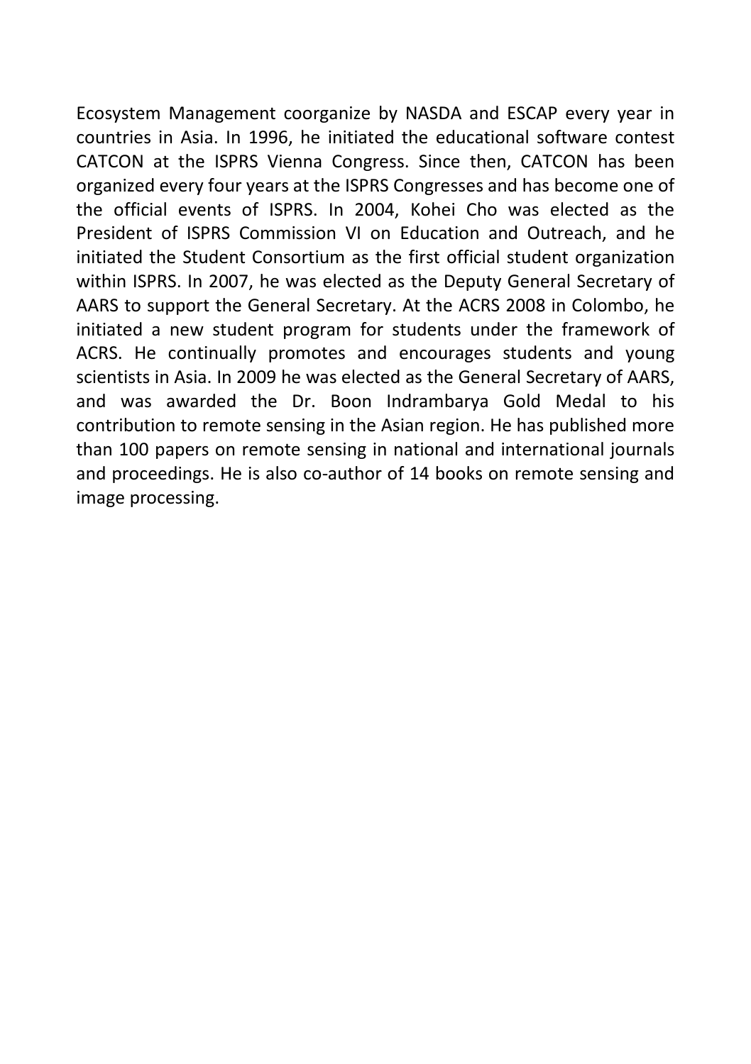Ecosystem Management coorganize by NASDA and ESCAP every year in countries in Asia. In 1996, he initiated the educational software contest CATCON at the ISPRS Vienna Congress. Since then, CATCON has been organized every four years at the ISPRS Congresses and has become one of the official events of ISPRS. In 2004, Kohei Cho was elected as the President of ISPRS Commission VI on Education and Outreach, and he initiated the Student Consortium as the first official student organization within ISPRS. In 2007, he was elected as the Deputy General Secretary of AARS to support the General Secretary. At the ACRS 2008 in Colombo, he initiated a new student program for students under the framework of ACRS. He continually promotes and encourages students and young scientists in Asia. In 2009 he was elected as the General Secretary of AARS, and was awarded the Dr. Boon Indrambarya Gold Medal to his contribution to remote sensing in the Asian region. He has published more than 100 papers on remote sensing in national and international journals and proceedings. He is also co-author of 14 books on remote sensing and image processing.